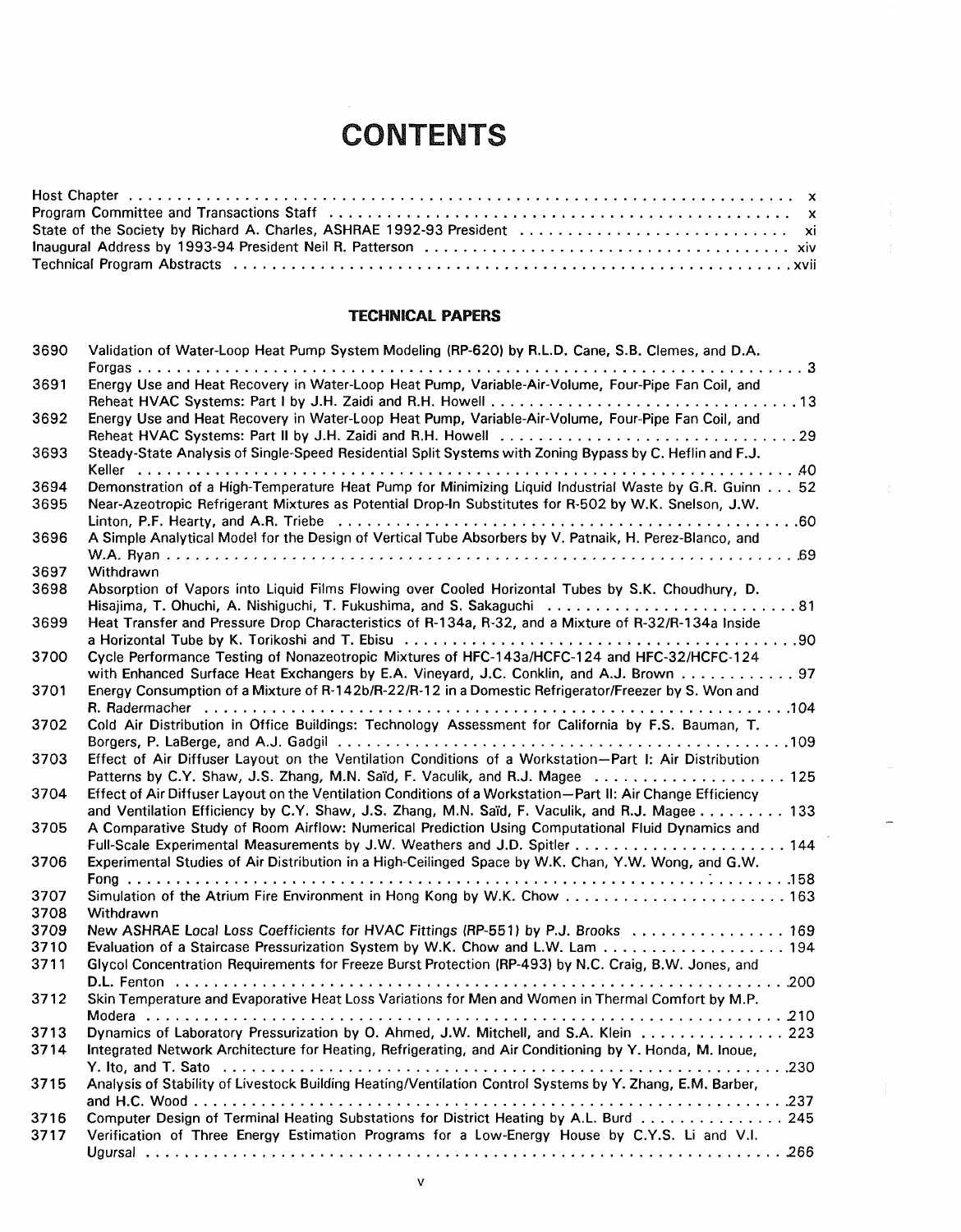# CONTENTS

Host Chapter . . . x
Program Committee and Transactions Staff . . . x
State of the Society by Richard A. Charles, ASHRAE 1992-93 President . . . xi
Inaugural Address by 1993-94 President Neil R. Patterson . . . xiv
Technical Program Abstracts . . . xvii

## TECHNICAL PAPERS

| | | |
|---|---|---|
| 3690 | Validation of Water-Loop Heat Pump System Modeling (RP-620) by R.L.D. Cane, S.B. Clemes, and D.A. Forgas | 3 |
| 3691 | Energy Use and Heat Recovery in Water-Loop Heat Pump, Variable-Air-Volume, Four-Pipe Fan Coil, and Reheat HVAC Systems: Part I by J.H. Zaidi and R.H. Howell | 13 |
| 3692 | Energy Use and Heat Recovery in Water-Loop Heat Pump, Variable-Air-Volume, Four-Pipe Fan Coil, and Reheat HVAC Systems: Part II by J.H. Zaidi and R.H. Howell | 29 |
| 3693 | Steady-State Analysis of Single-Speed Residential Split Systems with Zoning Bypass by C. Heflin and F.J. Keller | 40 |
| 3694 | Demonstration of a High-Temperature Heat Pump for Minimizing Liquid Industrial Waste by G.R. Guinn | 52 |
| 3695 | Near-Azeotropic Refrigerant Mixtures as Potential Drop-In Substitutes for R-502 by W.K. Snelson, J.W. Linton, P.F. Hearty, and A.R. Triebe | 60 |
| 3696 | A Simple Analytical Model for the Design of Vertical Tube Absorbers by V. Patnaik, H. Perez-Blanco, and W.A. Ryan | 69 |
| 3697 | Withdrawn | |
| 3698 | Absorption of Vapors into Liquid Films Flowing over Cooled Horizontal Tubes by S.K. Choudhury, D. Hisajima, T. Ohuchi, A. Nishiguchi, T. Fukushima, and S. Sakaguchi | 81 |
| 3699 | Heat Transfer and Pressure Drop Characteristics of R-134a, R-32, and a Mixture of R-32/R-134a Inside a Horizontal Tube by K. Torikoshi and T. Ebisu | 90 |
| 3700 | Cycle Performance Testing of Nonazeotropic Mixtures of HFC-143a/HCFC-124 and HFC-32/HCFC-124 with Enhanced Surface Heat Exchangers by E.A. Vineyard, J.C. Conklin, and A.J. Brown | 97 |
| 3701 | Energy Consumption of a Mixture of R-142b/R-22/R-12 in a Domestic Refrigerator/Freezer by S. Won and R. Radermacher | 104 |
| 3702 | Cold Air Distribution in Office Buildings: Technology Assessment for California by F.S. Bauman, T. Borgers, P. LaBerge, and A.J. Gadgil | 109 |
| 3703 | Effect of Air Diffuser Layout on the Ventilation Conditions of a Workstation—Part I: Air Distribution Patterns by C.Y. Shaw, J.S. Zhang, M.N. Saïd, F. Vaculik, and R.J. Magee | 125 |
| 3704 | Effect of Air Diffuser Layout on the Ventilation Conditions of a Workstation—Part II: Air Change Efficiency and Ventilation Efficiency by C.Y. Shaw, J.S. Zhang, M.N. Saïd, F. Vaculik, and R.J. Magee | 133 |
| 3705 | A Comparative Study of Room Airflow: Numerical Prediction Using Computational Fluid Dynamics and Full-Scale Experimental Measurements by J.W. Weathers and J.D. Spitler | 144 |
| 3706 | Experimental Studies of Air Distribution in a High-Ceilinged Space by W.K. Chan, Y.W. Wong, and G.W. Fong | 158 |
| 3707 | Simulation of the Atrium Fire Environment in Hong Kong by W.K. Chow | 163 |
| 3708 | Withdrawn | |
| 3709 | New ASHRAE Local Loss Coefficients for HVAC Fittings (RP-551) by P.J. Brooks | 169 |
| 3710 | Evaluation of a Staircase Pressurization System by W.K. Chow and L.W. Lam | 194 |
| 3711 | Glycol Concentration Requirements for Freeze Burst Protection (RP-493) by N.C. Craig, B.W. Jones, and D.L. Fenton | 200 |
| 3712 | Skin Temperature and Evaporative Heat Loss Variations for Men and Women in Thermal Comfort by M.P. Modera | 210 |
| 3713 | Dynamics of Laboratory Pressurization by O. Ahmed, J.W. Mitchell, and S.A. Klein | 223 |
| 3714 | Integrated Network Architecture for Heating, Refrigerating, and Air Conditioning by Y. Honda, M. Inoue, Y. Ito, and T. Sato | 230 |
| 3715 | Analysis of Stability of Livestock Building Heating/Ventilation Control Systems by Y. Zhang, E.M. Barber, and H.C. Wood | 237 |
| 3716 | Computer Design of Terminal Heating Substations for District Heating by A.L. Burd | 245 |
| 3717 | Verification of Three Energy Estimation Programs for a Low-Energy House by C.Y.S. Li and V.I. Ugursal | 266 |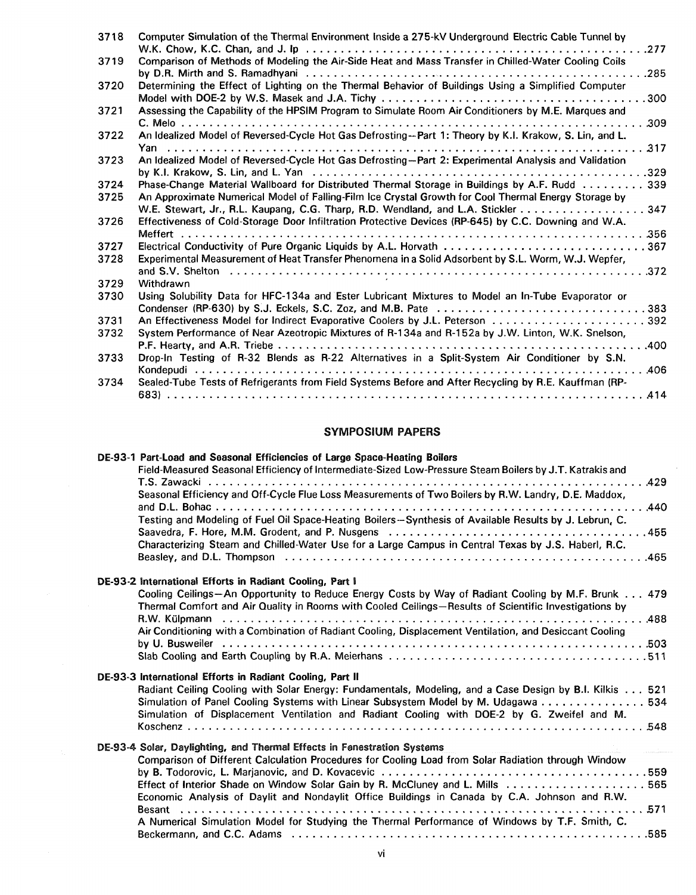3718 Computer Simulation of the Thermal Environment Inside a 275-kV Underground Electric Cable Tunnel by W.K. Chow, K.C. Chan, and J. Ip .... 277

3719 Comparison of Methods of Modeling the Air-Side Heat and Mass Transfer in Chilled-Water Cooling Coils by D.R. Mirth and S. Ramadhyani .... 285

3720 Determining the Effect of Lighting on the Thermal Behavior of Buildings Using a Simplified Computer Model with DOE-2 by W.S. Masek and J.A. Tichy .... 300

3721 Assessing the Capability of the HPSIM Program to Simulate Room Air Conditioners by M.E. Marques and C. Melo .... 309

3722 An Idealized Model of Reversed-Cycle Hot Gas Defrosting—Part 1: Theory by K.I. Krakow, S. Lin, and L. Yan .... 317

3723 An Idealized Model of Reversed-Cycle Hot Gas Defrosting—Part 2: Experimental Analysis and Validation by K.I. Krakow, S. Lin, and L. Yan .... 329

3724 Phase-Change Material Wallboard for Distributed Thermal Storage in Buildings by A.F. Rudd .... 339

3725 An Approximate Numerical Model of Falling-Film Ice Crystal Growth for Cool Thermal Energy Storage by W.E. Stewart, Jr., R.L. Kaupang, C.G. Tharp, R.D. Wendland, and L.A. Stickler .... 347

3726 Effectiveness of Cold-Storage Door Infiltration Protective Devices (RP-645) by C.C. Downing and W.A. Meffert .... 356

3727 Electrical Conductivity of Pure Organic Liquids by A.L. Horvath .... 367

3728 Experimental Measurement of Heat Transfer Phenomena in a Solid Adsorbent by S.L. Worm, W.J. Wepfer, and S.V. Shelton .... 372

3729 Withdrawn

3730 Using Solubility Data for HFC-134a and Ester Lubricant Mixtures to Model an In-Tube Evaporator or Condenser (RP-630) by S.J. Eckels, S.C. Zoz, and M.B. Pate .... 383

3731 An Effectiveness Model for Indirect Evaporative Coolers by J.L. Peterson .... 392

3732 System Performance of Near Azeotropic Mixtures of R-134a and R-152a by J.W. Linton, W.K. Snelson, P.F. Hearty, and A.R. Triebe .... 400

3733 Drop-In Testing of R-32 Blends as R-22 Alternatives in a Split-System Air Conditioner by S.N. Kondepudi .... 406

3734 Sealed-Tube Tests of Refrigerants from Field Systems Before and After Recycling by R.E. Kauffman (RP-683) .... 414

## SYMPOSIUM PAPERS

**DE-93-1 Part-Load and Seasonal Efficiencies of Large Space-Heating Boilers**

Field-Measured Seasonal Efficiency of Intermediate-Sized Low-Pressure Steam Boilers by J.T. Katrakis and T.S. Zawacki .... 429

Seasonal Efficiency and Off-Cycle Flue Loss Measurements of Two Boilers by R.W. Landry, D.E. Maddox, and D.L. Bohac .... 440

Testing and Modeling of Fuel Oil Space-Heating Boilers—Synthesis of Available Results by J. Lebrun, C. Saavedra, F. Hore, M.M. Grodent, and P. Nusgens .... 455

Characterizing Steam and Chilled-Water Use for a Large Campus in Central Texas by J.S. Haberl, R.C. Beasley, and D.L. Thompson .... 465

**DE-93-2 International Efforts in Radiant Cooling, Part I**

Cooling Ceilings—An Opportunity to Reduce Energy Costs by Way of Radiant Cooling by M.F. Brunk .... 479

Thermal Comfort and Air Quality in Rooms with Cooled Ceilings—Results of Scientific Investigations by R.W. Külpmann .... 488

Air Conditioning with a Combination of Radiant Cooling, Displacement Ventilation, and Desiccant Cooling by U. Busweiler .... 503

Slab Cooling and Earth Coupling by R.A. Meierhans .... 511

**DE-93-3 International Efforts in Radiant Cooling, Part II**

Radiant Ceiling Cooling with Solar Energy: Fundamentals, Modeling, and a Case Design by B.I. Kilkis .... 521

Simulation of Panel Cooling Systems with Linear Subsystem Model by M. Udagawa .... 534

Simulation of Displacement Ventilation and Radiant Cooling with DOE-2 by G. Zweifel and M. Koschenz .... 548

**DE-93-4 Solar, Daylighting, and Thermal Effects in Fenestration Systems**

Comparison of Different Calculation Procedures for Cooling Load from Solar Radiation through Window by B. Todorovic, L. Marjanovic, and D. Kovacevic .... 559

Effect of Interior Shade on Window Solar Gain by R. McCluney and L. Mills .... 565

Economic Analysis of Daylit and Nondaylit Office Buildings in Canada by C.A. Johnson and R.W. Besant .... 571

A Numerical Simulation Model for Studying the Thermal Performance of Windows by T.F. Smith, C. Beckermann, and C.C. Adams .... 585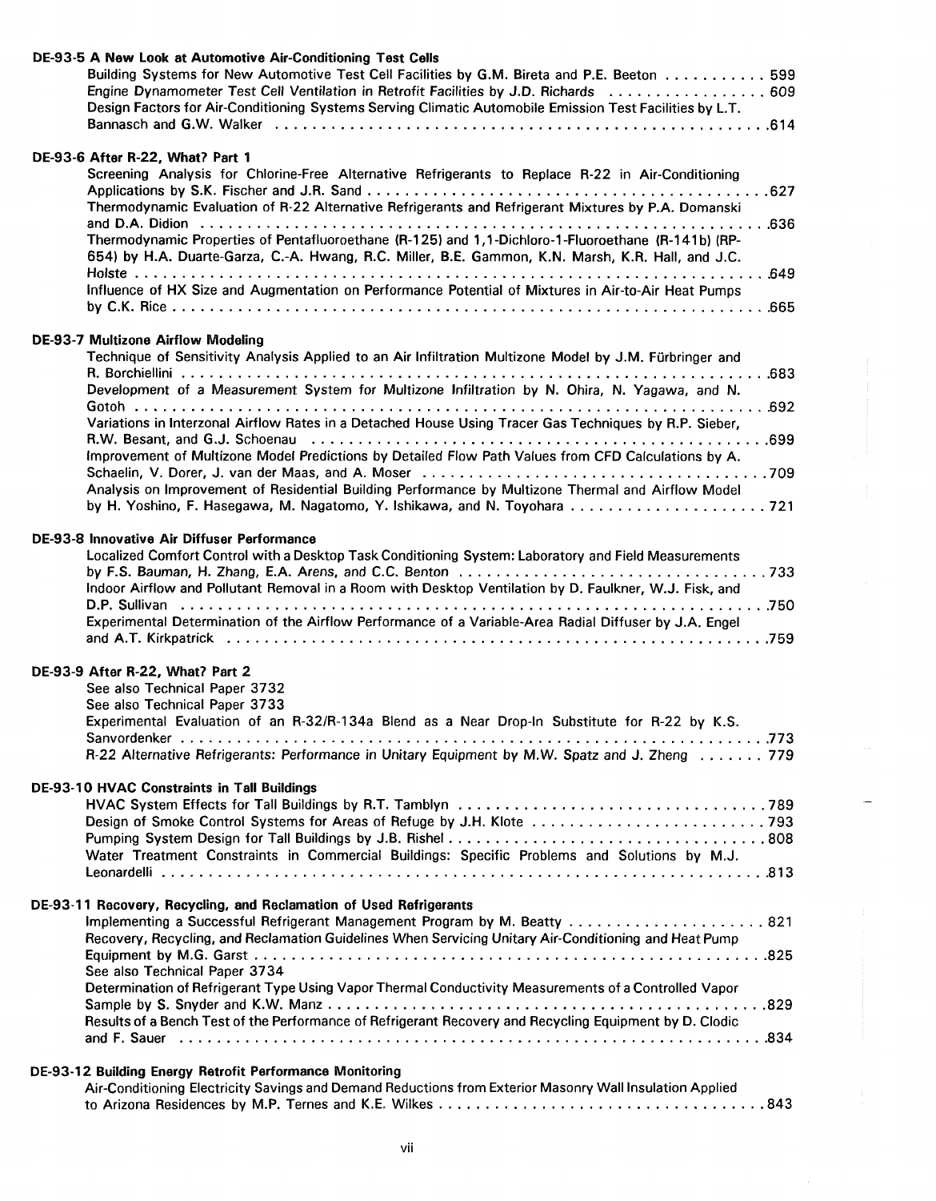**DE-93-5 A New Look at Automotive Air-Conditioning Test Cells**

Building Systems for New Automotive Test Cell Facilities by G.M. Bireta and P.E. Beeton . . . . . . . . . . . 599

Engine Dynamometer Test Cell Ventilation in Retrofit Facilities by J.D. Richards . . . . . . . . . . . . . . . . . 609

Design Factors for Air-Conditioning Systems Serving Climatic Automobile Emission Test Facilities by L.T. Bannasch and G.W. Walker . . . . . . . . . . . . . . . . . . . . . . . . . . . . . . . . . . . . . . . . . . . . . . . . . . . . . . .614

**DE-93-6 After R-22, What? Part 1**

Screening Analysis for Chlorine-Free Alternative Refrigerants to Replace R-22 in Air-Conditioning Applications by S.K. Fischer and J.R. Sand . . . . . . . . . . . . . . . . . . . . . . . . . . . . . . . . . . . . . . . . . . .627

Thermodynamic Evaluation of R-22 Alternative Refrigerants and Refrigerant Mixtures by P.A. Domanski and D.A. Didion . . . . . . . . . . . . . . . . . . . . . . . . . . . . . . . . . . . . . . . . . . . . . . . . . . . . . . . . . . . . . . .636

Thermodynamic Properties of Pentafluoroethane (R-125) and 1,1-Dichloro-1-Fluoroethane (R-141b) (RP-654) by H.A. Duarte-Garza, C.-A. Hwang, R.C. Miller, B.E. Gammon, K.N. Marsh, K.R. Hall, and J.C. Holste . . . . . . . . . . . . . . . . . . . . . . . . . . . . . . . . . . . . . . . . . . . . . . . . . . . . . . . . . . . . . . . . . . . . . .649

Influence of HX Size and Augmentation on Performance Potential of Mixtures in Air-to-Air Heat Pumps by C.K. Rice . . . . . . . . . . . . . . . . . . . . . . . . . . . . . . . . . . . . . . . . . . . . . . . . . . . . . . . . . . . . . . . . .665

**DE-93-7 Multizone Airflow Modeling**

Technique of Sensitivity Analysis Applied to an Air Infiltration Multizone Model by J.M. Fürbringer and R. Borchiellini . . . . . . . . . . . . . . . . . . . . . . . . . . . . . . . . . . . . . . . . . . . . . . . . . . . . . . . . . . . . . . . . .683

Development of a Measurement System for Multizone Infiltration by N. Ohira, N. Yagawa, and N. Gotoh . . . . . . . . . . . . . . . . . . . . . . . . . . . . . . . . . . . . . . . . . . . . . . . . . . . . . . . . . . . . . . . . . . . . . .692

Variations in Interzonal Airflow Rates in a Detached House Using Tracer Gas Techniques by R.P. Sieber, R.W. Besant, and G.J. Schoenau . . . . . . . . . . . . . . . . . . . . . . . . . . . . . . . . . . . . . . . . . . . . . . . . .699

Improvement of Multizone Model Predictions by Detailed Flow Path Values from CFD Calculations by A. Schaelin, V. Dorer, J. van der Maas, and A. Moser . . . . . . . . . . . . . . . . . . . . . . . . . . . . . . . . . . . . . .709

Analysis on Improvement of Residential Building Performance by Multizone Thermal and Airflow Model by H. Yoshino, F. Hasegawa, M. Nagatomo, Y. Ishikawa, and N. Toyohara . . . . . . . . . . . . . . . . . . . . . 721

**DE-93-8 Innovative Air Diffuser Performance**

Localized Comfort Control with a Desktop Task Conditioning System: Laboratory and Field Measurements by F.S. Bauman, H. Zhang, E.A. Arens, and C.C. Benton . . . . . . . . . . . . . . . . . . . . . . . . . . . . . . . . 733

Indoor Airflow and Pollutant Removal in a Room with Desktop Ventilation by D. Faulkner, W.J. Fisk, and D.P. Sullivan . . . . . . . . . . . . . . . . . . . . . . . . . . . . . . . . . . . . . . . . . . . . . . . . . . . . . . . . . . . . . . .750

Experimental Determination of the Airflow Performance of a Variable-Area Radial Diffuser by J.A. Engel and A.T. Kirkpatrick . . . . . . . . . . . . . . . . . . . . . . . . . . . . . . . . . . . . . . . . . . . . . . . . . . . . . . . . . .759

**DE-93-9 After R-22, What? Part 2**

See also Technical Paper 3732

See also Technical Paper 3733

Experimental Evaluation of an R-32/R-134a Blend as a Near Drop-In Substitute for R-22 by K.S. Sanvordenker . . . . . . . . . . . . . . . . . . . . . . . . . . . . . . . . . . . . . . . . . . . . . . . . . . . . . . . . . . . . . . . .773

R-22 Alternative Refrigerants: Performance in Unitary Equipment by M.W. Spatz and J. Zheng . . . . . . . 779

**DE-93-10 HVAC Constraints in Tall Buildings**

HVAC System Effects for Tall Buildings by R.T. Tamblyn . . . . . . . . . . . . . . . . . . . . . . . . . . . . . . . . . 789

Design of Smoke Control Systems for Areas of Refuge by J.H. Klote . . . . . . . . . . . . . . . . . . . . . . . . . 793

Pumping System Design for Tall Buildings by J.B. Rishel . . . . . . . . . . . . . . . . . . . . . . . . . . . . . . . . . . 808

Water Treatment Constraints in Commercial Buildings: Specific Problems and Solutions by M.J. Leonardelli . . . . . . . . . . . . . . . . . . . . . . . . . . . . . . . . . . . . . . . . . . . . . . . . . . . . . . . . . . . . . . . . . .813

**DE-93-11 Recovery, Recycling, and Reclamation of Used Refrigerants**

Implementing a Successful Refrigerant Management Program by M. Beatty . . . . . . . . . . . . . . . . . . . . . 821

Recovery, Recycling, and Reclamation Guidelines When Servicing Unitary Air-Conditioning and Heat Pump Equipment by M.G. Garst . . . . . . . . . . . . . . . . . . . . . . . . . . . . . . . . . . . . . . . . . . . . . . . . . . . . . . . .825

See also Technical Paper 3734

Determination of Refrigerant Type Using Vapor Thermal Conductivity Measurements of a Controlled Vapor Sample by S. Snyder and K.W. Manz . . . . . . . . . . . . . . . . . . . . . . . . . . . . . . . . . . . . . . . . . . . . . . .829

Results of a Bench Test of the Performance of Refrigerant Recovery and Recycling Equipment by D. Clodic and F. Sauer . . . . . . . . . . . . . . . . . . . . . . . . . . . . . . . . . . . . . . . . . . . . . . . . . . . . . . . . . . . . . .834

**DE-93-12 Building Energy Retrofit Performance Monitoring**

Air-Conditioning Electricity Savings and Demand Reductions from Exterior Masonry Wall Insulation Applied to Arizona Residences by M.P. Ternes and K.E. Wilkes . . . . . . . . . . . . . . . . . . . . . . . . . . . . . . . . . . .843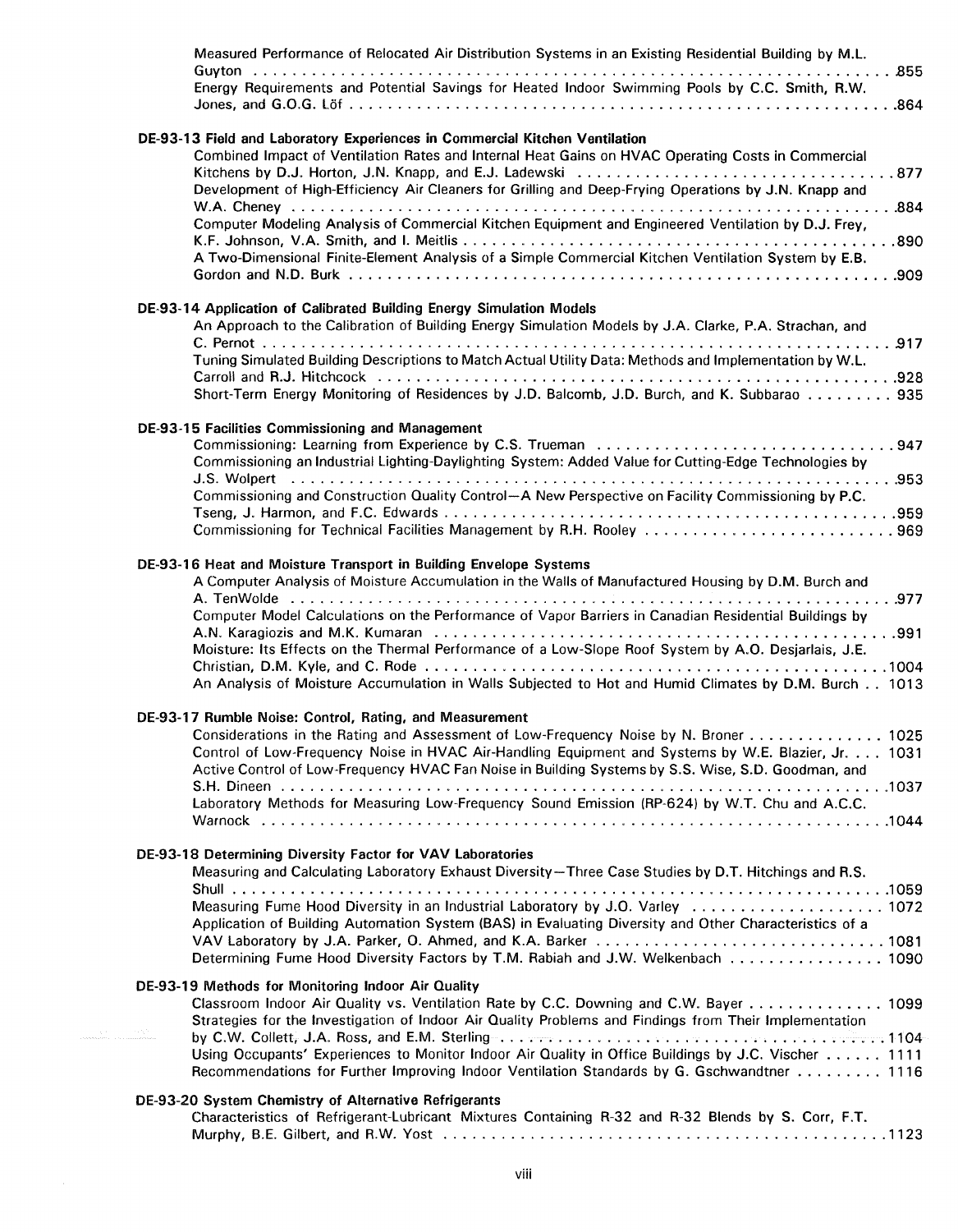Measured Performance of Relocated Air Distribution Systems in an Existing Residential Building by M.L. Guyton . . . . . . . . . . . . . . . . . . . . . . . . . . . . . . . . . . . . . . . . . . . . . . . . . . . . . . . . . . . . . . . . . . . . . . . . .855

Energy Requirements and Potential Savings for Heated Indoor Swimming Pools by C.C. Smith, R.W. Jones, and G.O.G. Löf . . . . . . . . . . . . . . . . . . . . . . . . . . . . . . . . . . . . . . . . . . . . . . . . . . . . . . . . . .864

**DE-93-13 Field and Laboratory Experiences in Commercial Kitchen Ventilation**

Combined Impact of Ventilation Rates and Internal Heat Gains on HVAC Operating Costs in Commercial Kitchens by D.J. Horton, J.N. Knapp, and E.J. Ladewski . . . . . . . . . . . . . . . . . . . . . . . . . . . . . . . . .877

Development of High-Efficiency Air Cleaners for Grilling and Deep-Frying Operations by J.N. Knapp and W.A. Cheney . . . . . . . . . . . . . . . . . . . . . . . . . . . . . . . . . . . . . . . . . . . . . . . . . . . . . . . . . . . . . . . . . . . .884

Computer Modeling Analysis of Commercial Kitchen Equipment and Engineered Ventilation by D.J. Frey, K.F. Johnson, V.A. Smith, and I. Meitlis . . . . . . . . . . . . . . . . . . . . . . . . . . . . . . . . . . . . . . . . . . . . . . .890

A Two-Dimensional Finite-Element Analysis of a Simple Commercial Kitchen Ventilation System by E.B. Gordon and N.D. Burk . . . . . . . . . . . . . . . . . . . . . . . . . . . . . . . . . . . . . . . . . . . . . . . . . . . . . . . . . . . . .909

**DE-93-14 Application of Calibrated Building Energy Simulation Models**

An Approach to the Calibration of Building Energy Simulation Models by J.A. Clarke, P.A. Strachan, and C. Pernot . . . . . . . . . . . . . . . . . . . . . . . . . . . . . . . . . . . . . . . . . . . . . . . . . . . . . . . . . . . . . . . . . . . . . . .917

Tuning Simulated Building Descriptions to Match Actual Utility Data: Methods and Implementation by W.L. Carroll and R.J. Hitchcock . . . . . . . . . . . . . . . . . . . . . . . . . . . . . . . . . . . . . . . . . . . . . . . . . . . . . . . .928

Short-Term Energy Monitoring of Residences by J.D. Balcomb, J.D. Burch, and K. Subbarao . . . . . . . . . 935

**DE-93-15 Facilities Commissioning and Management**

Commissioning: Learning from Experience by C.S. Trueman . . . . . . . . . . . . . . . . . . . . . . . . . . . . . . . .947

Commissioning an Industrial Lighting-Daylighting System: Added Value for Cutting-Edge Technologies by J.S. Wolpert . . . . . . . . . . . . . . . . . . . . . . . . . . . . . . . . . . . . . . . . . . . . . . . . . . . . . . . . . . . . . . . . . . . . .953

Commissioning and Construction Quality Control—A New Perspective on Facility Commissioning by P.C. Tseng, J. Harmon, and F.C. Edwards . . . . . . . . . . . . . . . . . . . . . . . . . . . . . . . . . . . . . . . . . . . . . . .959

Commissioning for Technical Facilities Management by R.H. Rooley . . . . . . . . . . . . . . . . . . . . . . . . . . 969

**DE-93-16 Heat and Moisture Transport in Building Envelope Systems**

A Computer Analysis of Moisture Accumulation in the Walls of Manufactured Housing by D.M. Burch and A. TenWolde . . . . . . . . . . . . . . . . . . . . . . . . . . . . . . . . . . . . . . . . . . . . . . . . . . . . . . . . . . . . . . . . . . . .977

Computer Model Calculations on the Performance of Vapor Barriers in Canadian Residential Buildings by A.N. Karagiozis and M.K. Kumaran . . . . . . . . . . . . . . . . . . . . . . . . . . . . . . . . . . . . . . . . . . . . . . . . . .991

Moisture: Its Effects on the Thermal Performance of a Low-Slope Roof System by A.O. Desjarlais, J.E. Christian, D.M. Kyle, and C. Rode . . . . . . . . . . . . . . . . . . . . . . . . . . . . . . . . . . . . . . . . . . . . . . . .1004

An Analysis of Moisture Accumulation in Walls Subjected to Hot and Humid Climates by D.M. Burch . . 1013

**DE-93-17 Rumble Noise: Control, Rating, and Measurement**

Considerations in the Rating and Assessment of Low-Frequency Noise by N. Broner . . . . . . . . . . . . . . 1025

Control of Low-Frequency Noise in HVAC Air-Handling Equipment and Systems by W.E. Blazier, Jr. . . . 1031

Active Control of Low-Frequency HVAC Fan Noise in Building Systems by S.S. Wise, S.D. Goodman, and S.H. Dineen . . . . . . . . . . . . . . . . . . . . . . . . . . . . . . . . . . . . . . . . . . . . . . . . . . . . . . . . . . . . . . . . . . . .1037

Laboratory Methods for Measuring Low-Frequency Sound Emission (RP-624) by W.T. Chu and A.C.C. Warnock . . . . . . . . . . . . . . . . . . . . . . . . . . . . . . . . . . . . . . . . . . . . . . . . . . . . . . . . . . . . . . . . . . . . .1044

**DE-93-18 Determining Diversity Factor for VAV Laboratories**

Measuring and Calculating Laboratory Exhaust Diversity—Three Case Studies by D.T. Hitchings and R.S. Shull . . . . . . . . . . . . . . . . . . . . . . . . . . . . . . . . . . . . . . . . . . . . . . . . . . . . . . . . . . . . . . . . . . . . . . . . .1059

Measuring Fume Hood Diversity in an Industrial Laboratory by J.O. Varley . . . . . . . . . . . . . . . . . . . . 1072

Application of Building Automation System (BAS) in Evaluating Diversity and Other Characteristics of a VAV Laboratory by J.A. Parker, O. Ahmed, and K.A. Barker . . . . . . . . . . . . . . . . . . . . . . . . . . . . . . 1081

Determining Fume Hood Diversity Factors by T.M. Rabiah and J.W. Welkenbach . . . . . . . . . . . . . . . . 1090

**DE-93-19 Methods for Monitoring Indoor Air Quality**

Classroom Indoor Air Quality vs. Ventilation Rate by C.C. Downing and C.W. Bayer . . . . . . . . . . . . . . 1099

Strategies for the Investigation of Indoor Air Quality Problems and Findings from Their Implementation by C.W. Collett, J.A. Ross, and E.M. Sterling . . . . . . . . . . . . . . . . . . . . . . . . . . . . . . . . . . . . . . . . . . .1104

Using Occupants' Experiences to Monitor Indoor Air Quality in Office Buildings by J.C. Vischer . . . . . . 1111

Recommendations for Further Improving Indoor Ventilation Standards by G. Gschwandtner . . . . . . . . . 1116

**DE-93-20 System Chemistry of Alternative Refrigerants**

Characteristics of Refrigerant-Lubricant Mixtures Containing R-32 and R-32 Blends by S. Corr, F.T. Murphy, B.E. Gilbert, and R.W. Yost . . . . . . . . . . . . . . . . . . . . . . . . . . . . . . . . . . . . . . . . . . . . . . . .1123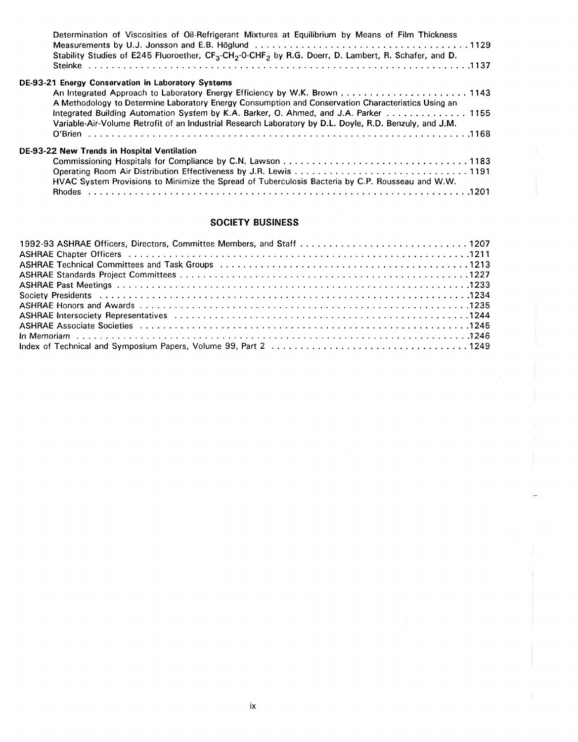Determination of Viscosities of Oil-Refrigerant Mixtures at Equilibrium by Means of Film Thickness Measurements by U.J. Jonsson and E.B. Höglund . . . . . . . . . . . . . . . . . . . . . . . . . . . . . . . . . . . . . . 1129

Stability Studies of E245 Fluoroether, $CF_3$-$CH_2$-O-$CHF_2$ by R.G. Doerr, D. Lambert, R. Schafer, and D. Steinke . . . . . . . . . . . . . . . . . . . . . . . . . . . . . . . . . . . . . . . . . . . . . . . . . . . . . . . . . . . . . . . . . . . 1137

**DE-93-21 Energy Conservation in Laboratory Systems**

An Integrated Approach to Laboratory Energy Efficiency by W.K. Brown . . . . . . . . . . . . . . . . . . . . . . 1143

A Methodology to Determine Laboratory Energy Consumption and Conservation Characteristics Using an Integrated Building Automation System by K.A. Barker, O. Ahmed, and J.A. Parker . . . . . . . . . . . . . . 1155

Variable-Air-Volume Retrofit of an Industrial Research Laboratory by D.L. Doyle, R.D. Benzuly, and J.M. O'Brien . . . . . . . . . . . . . . . . . . . . . . . . . . . . . . . . . . . . . . . . . . . . . . . . . . . . . . . . . . . . . . . . . . . 1168

**DE-93-22 New Trends in Hospital Ventilation**

Commissioning Hospitals for Compliance by C.N. Lawson . . . . . . . . . . . . . . . . . . . . . . . . . . . . . . . . 1183

Operating Room Air Distribution Effectiveness by J.R. Lewis . . . . . . . . . . . . . . . . . . . . . . . . . . . . . . . 1191

HVAC System Provisions to Minimize the Spread of Tuberculosis Bacteria by C.P. Rousseau and W.W. Rhodes . . . . . . . . . . . . . . . . . . . . . . . . . . . . . . . . . . . . . . . . . . . . . . . . . . . . . . . . . . . . . . . . . 1201

## SOCIETY BUSINESS

1992-93 ASHRAE Officers, Directors, Committee Members, and Staff . . . . . . . . . . . . . . . . . . . . . . . . . . . . 1207

ASHRAE Chapter Officers . . . . . . . . . . . . . . . . . . . . . . . . . . . . . . . . . . . . . . . . . . . . . . . . . . . . . . . 1211

ASHRAE Technical Committees and Task Groups . . . . . . . . . . . . . . . . . . . . . . . . . . . . . . . . . . . . . . 1213

ASHRAE Standards Project Committees . . . . . . . . . . . . . . . . . . . . . . . . . . . . . . . . . . . . . . . . . . . . 1227

ASHRAE Past Meetings . . . . . . . . . . . . . . . . . . . . . . . . . . . . . . . . . . . . . . . . . . . . . . . . . . . . . . . . 1233

Society Presidents . . . . . . . . . . . . . . . . . . . . . . . . . . . . . . . . . . . . . . . . . . . . . . . . . . . . . . . . . . . 1234

ASHRAE Honors and Awards . . . . . . . . . . . . . . . . . . . . . . . . . . . . . . . . . . . . . . . . . . . . . . . . . . . . 1235

ASHRAE Intersociety Representatives . . . . . . . . . . . . . . . . . . . . . . . . . . . . . . . . . . . . . . . . . . . . . 1244

ASHRAE Associate Societies . . . . . . . . . . . . . . . . . . . . . . . . . . . . . . . . . . . . . . . . . . . . . . . . . . . . 1245

In Memoriam . . . . . . . . . . . . . . . . . . . . . . . . . . . . . . . . . . . . . . . . . . . . . . . . . . . . . . . . . . . . . . . 1246

Index of Technical and Symposium Papers, Volume 99, Part 2 . . . . . . . . . . . . . . . . . . . . . . . . . . . . . . . 1249